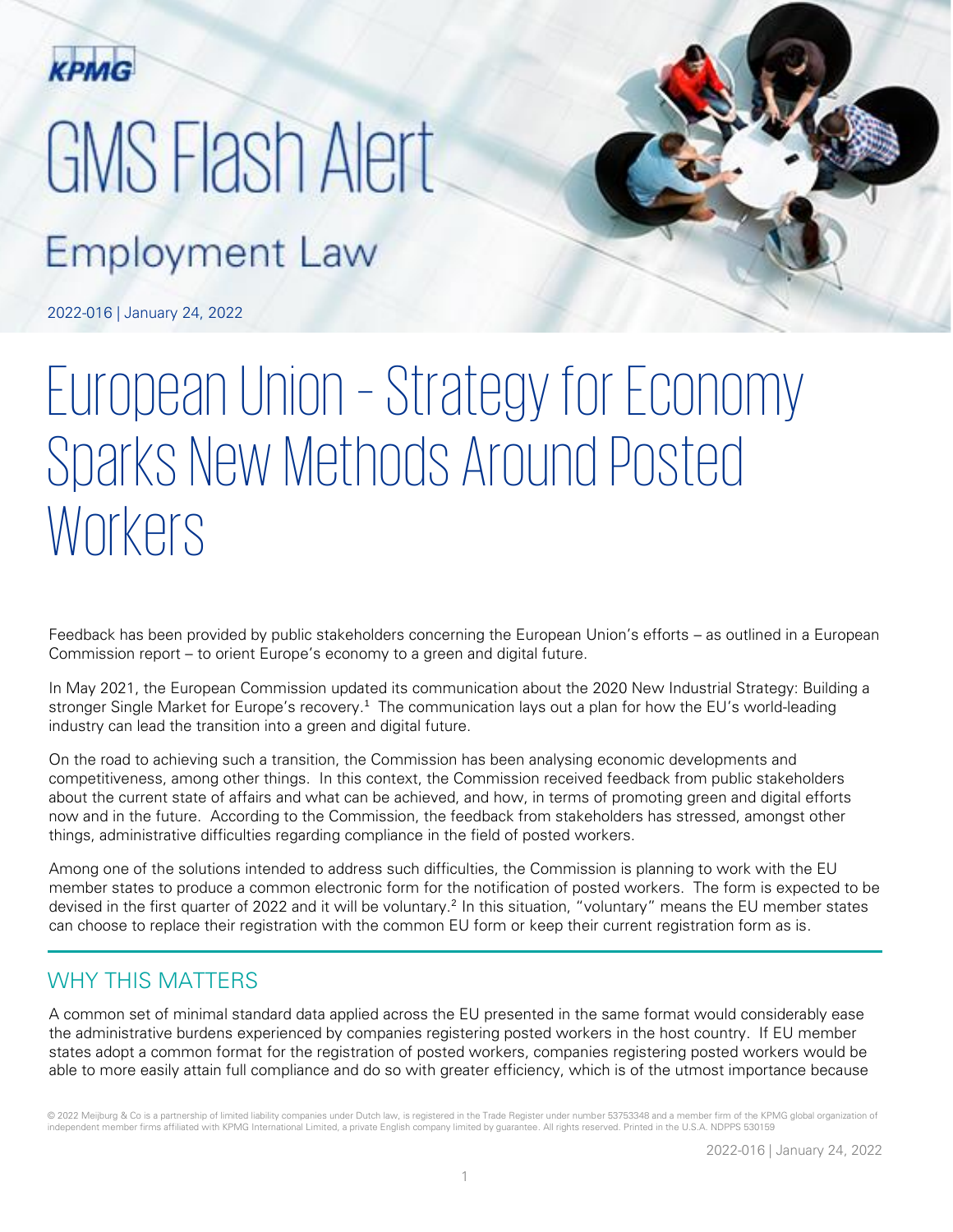KPMG

# GMS Flash Alert

## Employment Law

2022-016 | January 24, 2022

# European Union – Strategy for Economy Sparks New Methods Around Posted Workers

Feedback has been provided by public stakeholders concerning the European Union's efforts – as outlined in a European Commission report – to orient Europe's economy to a green and digital future.

In May 2021, the European Commission updated its communication about the 2020 New Industrial Strategy: Building a stronger Single Market for Europe's recovery.[1] The communication lays out a plan for how the EU's world-leading industry can lead the transition into a green and digital future.

On the road to achieving such a transition, the Commission has been analysing economic developments and competitiveness, among other things. In this context, the Commission received feedback from public stakeholders about the current state of affairs and what can be achieved, and how, in terms of promoting green and digital efforts now and in the future. According to the Commission, the feedback from stakeholders has stressed, amongst other things, administrative difficulties regarding compliance in the field of posted workers.

Among one of the solutions intended to address such difficulties, the Commission is planning to work with the EU member states to produce a common electronic form for the notification of posted workers. The form is expected to be devised in the first quarter of 2022 and it will be voluntary.[2] In this situation, "voluntary" means the EU member states can choose to replace their registration with the common EU form or keep their current registration form as is.

## WHY THIS MATTERS

A common set of minimal standard data applied across the EU presented in the same format would considerably ease the administrative burdens experienced by companies registering posted workers in the host country. If EU member states adopt a common format for the registration of posted workers, companies registering posted workers would be able to more easily attain full compliance and do so with greater efficiency, which is of the utmost importance because

© 2022 Meijburg & Co is a partnership of limited liability companies under Dutch law, is registered in the Trade Register under number 53753348 and a member firm of the KPMG global organization of independent member firms affiliated with KPMG International Limited, a private English company limited by guarantee. All rights reserved. Printed in the U.S.A. NDPPS 530159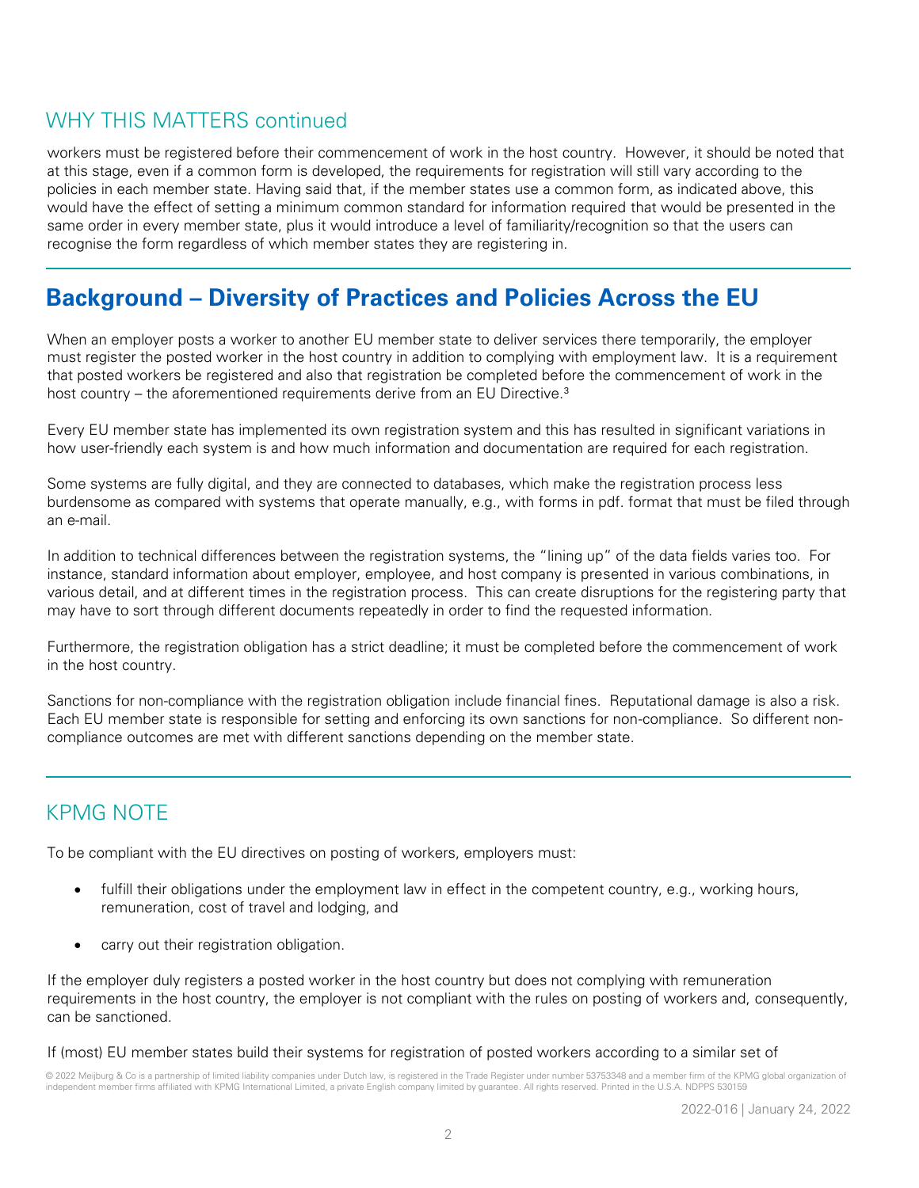## WHY THIS MATTERS continued

workers must be registered before their commencement of work in the host country. However, it should be noted that at this stage, even if a common form is developed, the requirements for registration will still vary according to the policies in each member state. Having said that, if the member states use a common form, as indicated above, this would have the effect of setting a minimum common standard for information required that would be presented in the same order in every member state, plus it would introduce a level of familiarity/recognition so that the users can recognise the form regardless of which member states they are registering in.

## Background – Diversity of Practices and Policies Across the EU

When an employer posts a worker to another EU member state to deliver services there temporarily, the employer must register the posted worker in the host country in addition to complying with employment law. It is a requirement that posted workers be registered and also that registration be completed before the commencement of work in the host country – the aforementioned requirements derive from an EU Directive.[3]

Every EU member state has implemented its own registration system and this has resulted in significant variations in how user-friendly each system is and how much information and documentation are required for each registration.

Some systems are fully digital, and they are connected to databases, which make the registration process less burdensome as compared with systems that operate manually, e.g., with forms in pdf. format that must be filed through an e-mail.

In addition to technical differences between the registration systems, the "lining up" of the data fields varies too. For instance, standard information about employer, employee, and host company is presented in various combinations, in various detail, and at different times in the registration process. This can create disruptions for the registering party that may have to sort through different documents repeatedly in order to find the requested information.

Furthermore, the registration obligation has a strict deadline; it must be completed before the commencement of work in the host country.

Sanctions for non-compliance with the registration obligation include financial fines. Reputational damage is also a risk. Each EU member state is responsible for setting and enforcing its own sanctions for non-compliance. So different non-compliance outcomes are met with different sanctions depending on the member state.

## KPMG NOTE

To be compliant with the EU directives on posting of workers, employers must:

- fulfill their obligations under the employment law in effect in the competent country, e.g., working hours, remuneration, cost of travel and lodging, and
- carry out their registration obligation.

If the employer duly registers a posted worker in the host country but does not complying with remuneration requirements in the host country, the employer is not compliant with the rules on posting of workers and, consequently, can be sanctioned.

If (most) EU member states build their systems for registration of posted workers according to a similar set of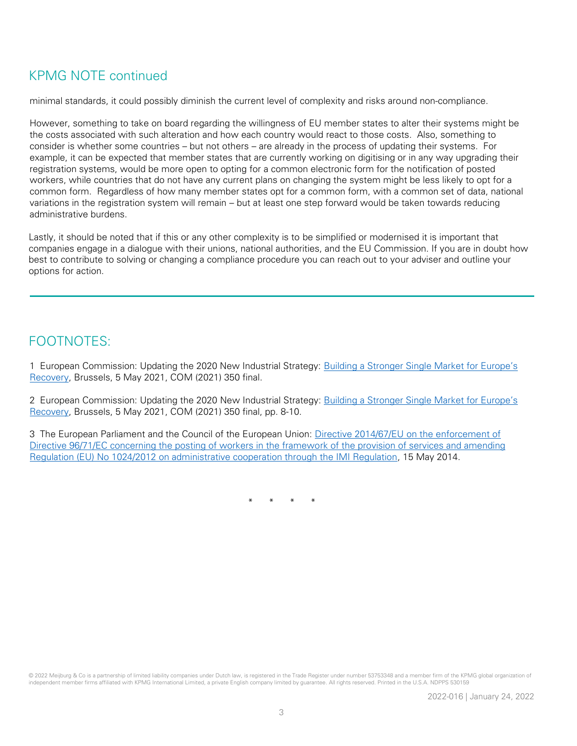## KPMG NOTE continued

minimal standards, it could possibly diminish the current level of complexity and risks around non-compliance.

However, something to take on board regarding the willingness of EU member states to alter their systems might be the costs associated with such alteration and how each country would react to those costs. Also, something to consider is whether some countries – but not others – are already in the process of updating their systems. For example, it can be expected that member states that are currently working on digitising or in any way upgrading their registration systems, would be more open to opting for a common electronic form for the notification of posted workers, while countries that do not have any current plans on changing the system might be less likely to opt for a common form. Regardless of how many member states opt for a common form, with a common set of data, national variations in the registration system will remain – but at least one step forward would be taken towards reducing administrative burdens.

Lastly, it should be noted that if this or any other complexity is to be simplified or modernised it is important that companies engage in a dialogue with their unions, national authorities, and the EU Commission. If you are in doubt how best to contribute to solving or changing a compliance procedure you can reach out to your adviser and outline your options for action.

---

## FOOTNOTES:

1 European Commission: Updating the 2020 New Industrial Strategy: Building a Stronger Single Market for Europe's Recovery, Brussels, 5 May 2021, COM (2021) 350 final.

2 European Commission: Updating the 2020 New Industrial Strategy: Building a Stronger Single Market for Europe's Recovery, Brussels, 5 May 2021, COM (2021) 350 final, pp. 8-10.

3 The European Parliament and the Council of the European Union: Directive 2014/67/EU on the enforcement of Directive 96/71/EC concerning the posting of workers in the framework of the provision of services and amending Regulation (EU) No 1024/2012 on administrative cooperation through the IMI Regulation, 15 May 2014.

\* \* \* \*

© 2022 Meijburg & Co is a partnership of limited liability companies under Dutch law, is registered in the Trade Register under number 53753348 and a member firm of the KPMG global organization of independent member firms affiliated with KPMG International Limited, a private English company limited by guarantee. All rights reserved. Printed in the U.S.A. NDPPS 530159

2022-016 | January 24, 2022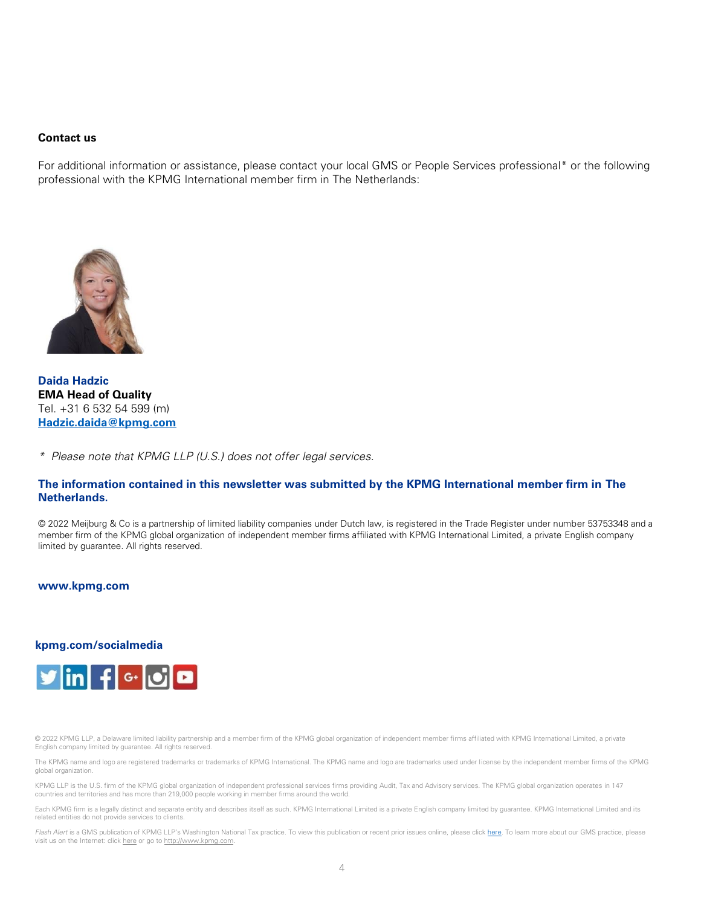**Contact us**

For additional information or assistance, please contact your local GMS or People Services professional* or the following professional with the KPMG International member firm in The Netherlands:

**Daida Hadzic**
**EMA Head of Quality**
Tel. +31 6 532 54 599 (m)
**Hadzic.daida@kpmg.com**

*\* Please note that KPMG LLP (U.S.) does not offer legal services.*

**The information contained in this newsletter was submitted by the KPMG International member firm in The Netherlands.**

© 2022 Meijburg & Co is a partnership of limited liability companies under Dutch law, is registered in the Trade Register under number 53753348 and a member firm of the KPMG global organization of independent member firms affiliated with KPMG International Limited, a private English company limited by guarantee. All rights reserved.

**www.kpmg.com**

**kpmg.com/socialmedia**

© 2022 KPMG LLP, a Delaware limited liability partnership and a member firm of the KPMG global organization of independent member firms affiliated with KPMG International Limited, a private English company limited by guarantee. All rights reserved.

The KPMG name and logo are registered trademarks or trademarks of KPMG International. The KPMG name and logo are trademarks used under license by the independent member firms of the KPMG global organization.

KPMG LLP is the U.S. firm of the KPMG global organization of independent professional services firms providing Audit, Tax and Advisory services. The KPMG global organization operates in 147 countries and territories and has more than 219,000 people working in member firms around the world.

Each KPMG firm is a legally distinct and separate entity and describes itself as such. KPMG International Limited is a private English company limited by guarantee. KPMG International Limited and its related entities do not provide services to clients.

*Flash Alert* is a GMS publication of KPMG LLP's Washington National Tax practice. To view this publication or recent prior issues online, please click here. To learn more about our GMS practice, please visit us on the Internet: click here or go to http://www.kpmg.com.